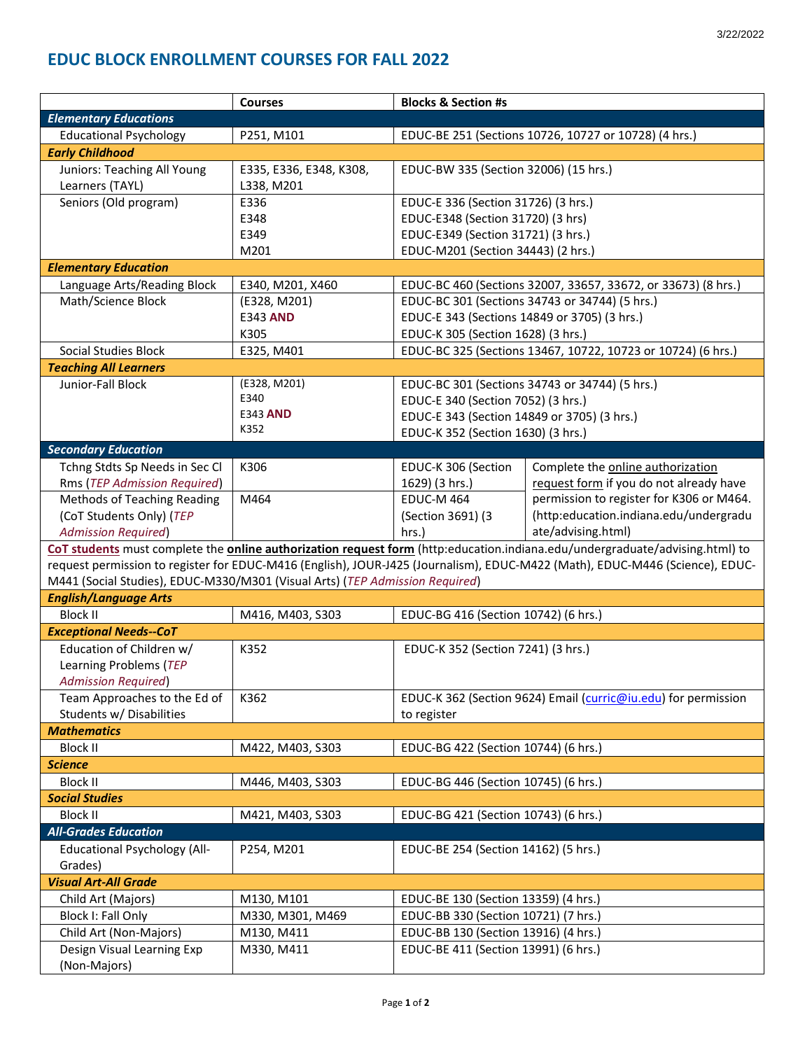3/22/2022

# EDUC BLOCK ENROLLMENT COURSES FOR FALL 2022

| | Courses | Blocks & Section #s | |
|---|---|---|---|
| ***Elementary Educations*** | | | |
| Educational Psychology | P251, M101 | EDUC-BE 251 (Sections 10726, 10727 or 10728) (4 hrs.) | |
| ***Early Childhood*** | | | |
| Juniors: Teaching All Young Learners (TAYL) | E335, E336, E348, K308, L338, M201 | EDUC-BW 335 (Section 32006) (15 hrs.) | |
| Seniors (Old program) | E336<br>E348<br>E349<br>M201 | EDUC-E 336 (Section 31726) (3 hrs.)<br>EDUC-E348 (Section 31720) (3 hrs)<br>EDUC-E349 (Section 31721) (3 hrs.)<br>EDUC-M201 (Section 34443) (2 hrs.) | |
| ***Elementary Education*** | | | |
| Language Arts/Reading Block | E340, M201, X460 | EDUC-BC 460 (Sections 32007, 33657, 33672, or 33673) (8 hrs.) | |
| Math/Science Block | (E328, M201)<br>E343 **AND**<br>K305 | EDUC-BC 301 (Sections 34743 or 34744) (5 hrs.)<br>EDUC-E 343 (Sections 14849 or 3705) (3 hrs.)<br>EDUC-K 305 (Section 1628) (3 hrs.) | |
| Social Studies Block | E325, M401 | EDUC-BC 325 (Sections 13467, 10722, 10723 or 10724) (6 hrs.) | |
| ***Teaching All Learners*** | | | |
| Junior-Fall Block | (E328, M201)<br>E340<br>E343 **AND**<br>K352 | EDUC-BC 301 (Sections 34743 or 34744) (5 hrs.)<br>EDUC-E 340 (Section 7052) (3 hrs.)<br>EDUC-E 343 (Section 14849 or 3705) (3 hrs.)<br>EDUC-K 352 (Section 1630) (3 hrs.) | |
| ***Secondary Education*** | | | |
| Tchng Stdts Sp Needs in Sec Cl Rms (*TEP Admission Required*) | K306 | EDUC-K 306 (Section 1629) (3 hrs.) | Complete the online authorization request form if you do not already have permission to register for K306 or M464. (http:education.indiana.edu/undergraduate/advising.html) |
| Methods of Teaching Reading (CoT Students Only) (*TEP Admission Required*) | M464 | EDUC-M 464 (Section 3691) (3 hrs.) | |
| **CoT students** must complete the **online authorization request form** (http:education.indiana.edu/undergraduate/advising.html) to request permission to register for EDUC-M416 (English), JOUR-J425 (Journalism), EDUC-M422 (Math), EDUC-M446 (Science), EDUC-M441 (Social Studies), EDUC-M330/M301 (Visual Arts) (*TEP Admission Required*) | | | |
| ***English/Language Arts*** | | | |
| Block II | M416, M403, S303 | EDUC-BG 416 (Section 10742) (6 hrs.) | |
| ***Exceptional Needs--CoT*** | | | |
| Education of Children w/ Learning Problems (*TEP Admission Required*) | K352 | EDUC-K 352 (Section 7241) (3 hrs.) | |
| Team Approaches to the Ed of Students w/ Disabilities | K362 | EDUC-K 362 (Section 9624) Email (curric@iu.edu) for permission to register | |
| ***Mathematics*** | | | |
| Block II | M422, M403, S303 | EDUC-BG 422 (Section 10744) (6 hrs.) | |
| ***Science*** | | | |
| Block II | M446, M403, S303 | EDUC-BG 446 (Section 10745) (6 hrs.) | |
| ***Social Studies*** | | | |
| Block II | M421, M403, S303 | EDUC-BG 421 (Section 10743) (6 hrs.) | |
| ***All-Grades Education*** | | | |
| Educational Psychology (All-Grades) | P254, M201 | EDUC-BE 254 (Section 14162) (5 hrs.) | |
| ***Visual Art-All Grade*** | | | |
| Child Art (Majors) | M130, M101 | EDUC-BE 130 (Section 13359) (4 hrs.) | |
| Block I: Fall Only | M330, M301, M469 | EDUC-BB 330 (Section 10721) (7 hrs.) | |
| Child Art (Non-Majors) | M130, M411 | EDUC-BB 130 (Section 13916) (4 hrs.) | |
| Design Visual Learning Exp (Non-Majors) | M330, M411 | EDUC-BE 411 (Section 13991) (6 hrs.) | |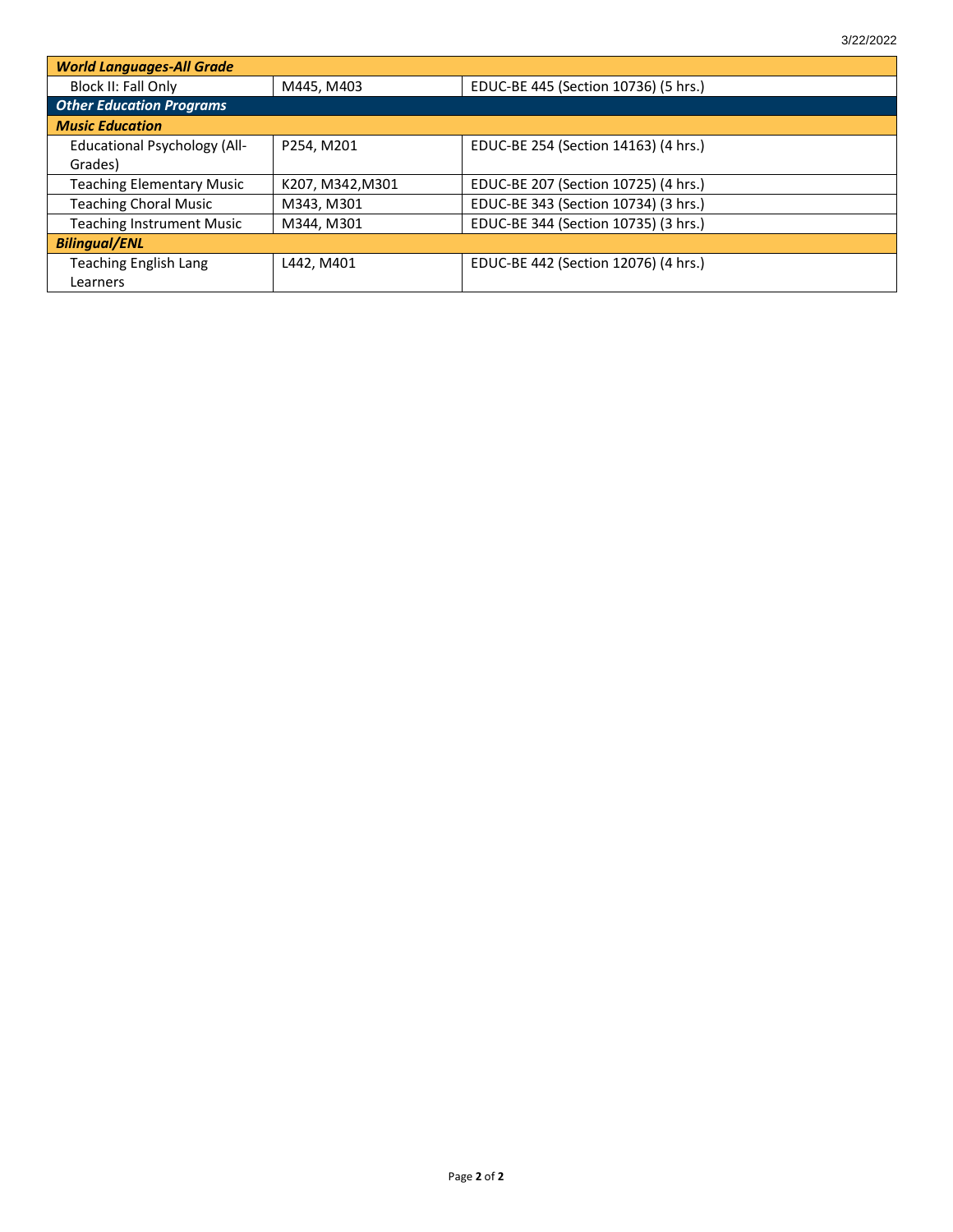| | | |
|---|---|---|
| ***World Languages-All Grade*** | | |
| Block II: Fall Only | M445, M403 | EDUC-BE 445 (Section 10736) (5 hrs.) |
| ***Other Education Programs*** | | |
| ***Music Education*** | | |
| Educational Psychology (All-Grades) | P254, M201 | EDUC-BE 254 (Section 14163) (4 hrs.) |
| Teaching Elementary Music | K207, M342,M301 | EDUC-BE 207 (Section 10725) (4 hrs.) |
| Teaching Choral Music | M343, M301 | EDUC-BE 343 (Section 10734) (3 hrs.) |
| Teaching Instrument Music | M344, M301 | EDUC-BE 344 (Section 10735) (3 hrs.) |
| ***Bilingual/ENL*** | | |
| Teaching English Lang Learners | L442, M401 | EDUC-BE 442 (Section 12076) (4 hrs.) |